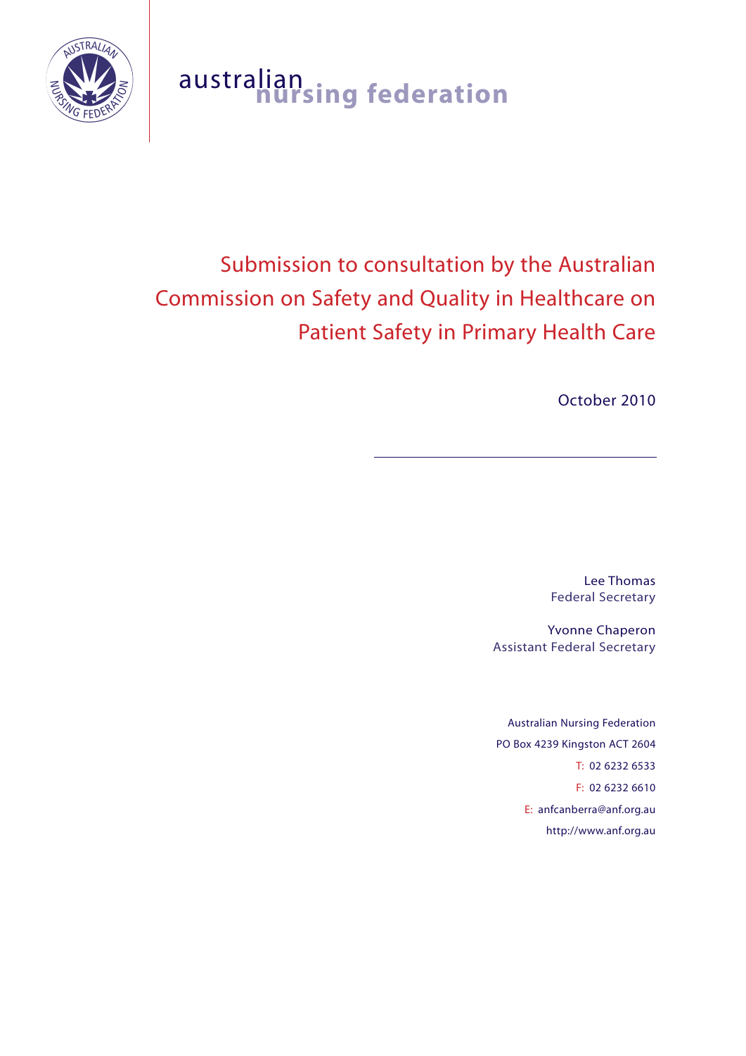australian nursing federation

# Submission to consultation by the Australian Commission on Safety and Quality in Healthcare on Patient Safety in Primary Health Care

October 2010

---

Lee Thomas
Federal Secretary

Yvonne Chaperon
Assistant Federal Secretary

Australian Nursing Federation
PO Box 4239 Kingston ACT 2604
T: 02 6232 6533
F: 02 6232 6610
E: anfcanberra@anf.org.au
http://www.anf.org.au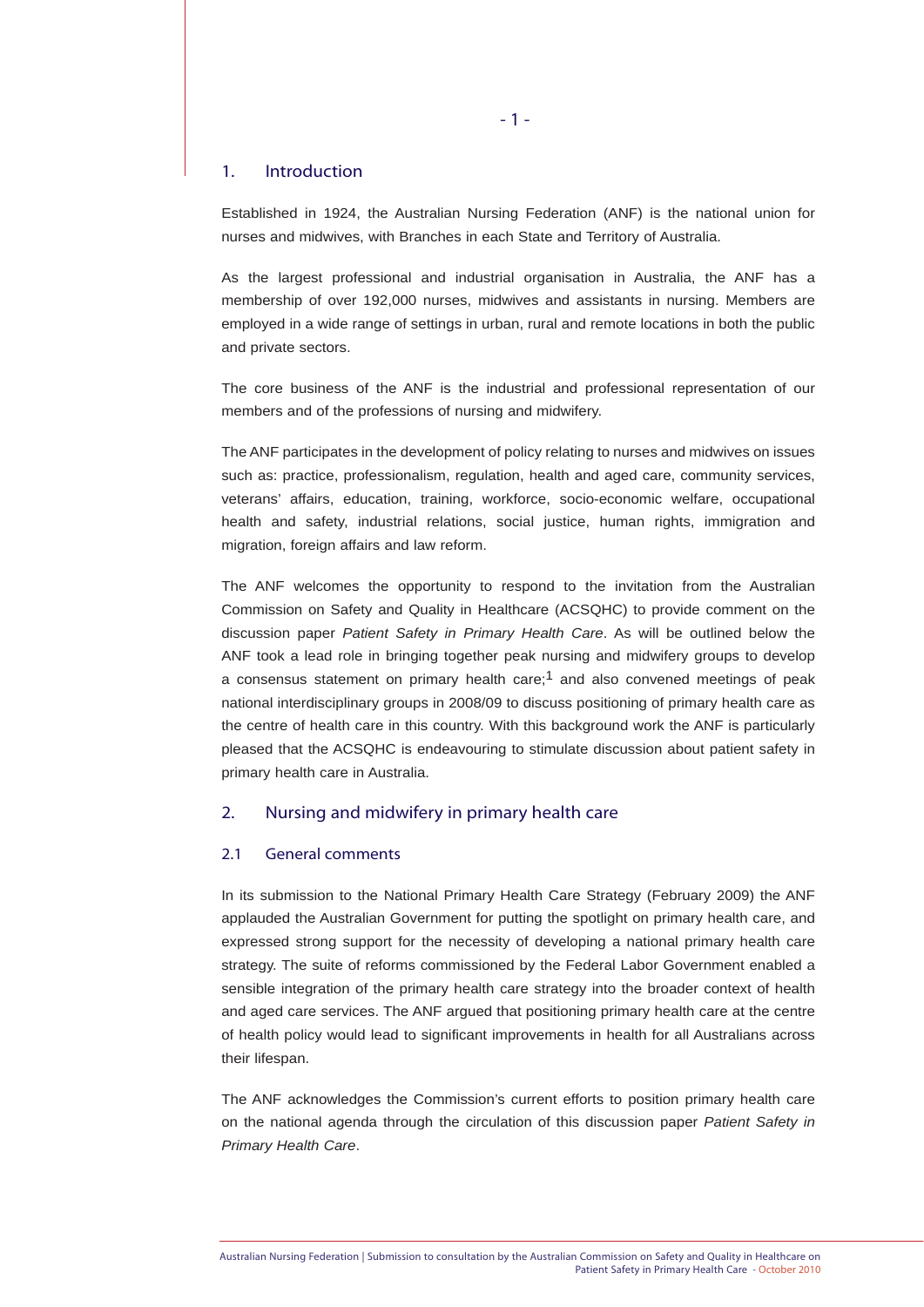## 1. Introduction

Established in 1924, the Australian Nursing Federation (ANF) is the national union for nurses and midwives, with Branches in each State and Territory of Australia.

As the largest professional and industrial organisation in Australia, the ANF has a membership of over 192,000 nurses, midwives and assistants in nursing. Members are employed in a wide range of settings in urban, rural and remote locations in both the public and private sectors.

The core business of the ANF is the industrial and professional representation of our members and of the professions of nursing and midwifery.

The ANF participates in the development of policy relating to nurses and midwives on issues such as: practice, professionalism, regulation, health and aged care, community services, veterans' affairs, education, training, workforce, socio-economic welfare, occupational health and safety, industrial relations, social justice, human rights, immigration and migration, foreign affairs and law reform.

The ANF welcomes the opportunity to respond to the invitation from the Australian Commission on Safety and Quality in Healthcare (ACSQHC) to provide comment on the discussion paper *Patient Safety in Primary Health Care*. As will be outlined below the ANF took a lead role in bringing together peak nursing and midwifery groups to develop a consensus statement on primary health care;[1] and also convened meetings of peak national interdisciplinary groups in 2008/09 to discuss positioning of primary health care as the centre of health care in this country. With this background work the ANF is particularly pleased that the ACSQHC is endeavouring to stimulate discussion about patient safety in primary health care in Australia.

## 2. Nursing and midwifery in primary health care

### 2.1 General comments

In its submission to the National Primary Health Care Strategy (February 2009) the ANF applauded the Australian Government for putting the spotlight on primary health care, and expressed strong support for the necessity of developing a national primary health care strategy. The suite of reforms commissioned by the Federal Labor Government enabled a sensible integration of the primary health care strategy into the broader context of health and aged care services. The ANF argued that positioning primary health care at the centre of health policy would lead to significant improvements in health for all Australians across their lifespan.

The ANF acknowledges the Commission's current efforts to position primary health care on the national agenda through the circulation of this discussion paper *Patient Safety in Primary Health Care*.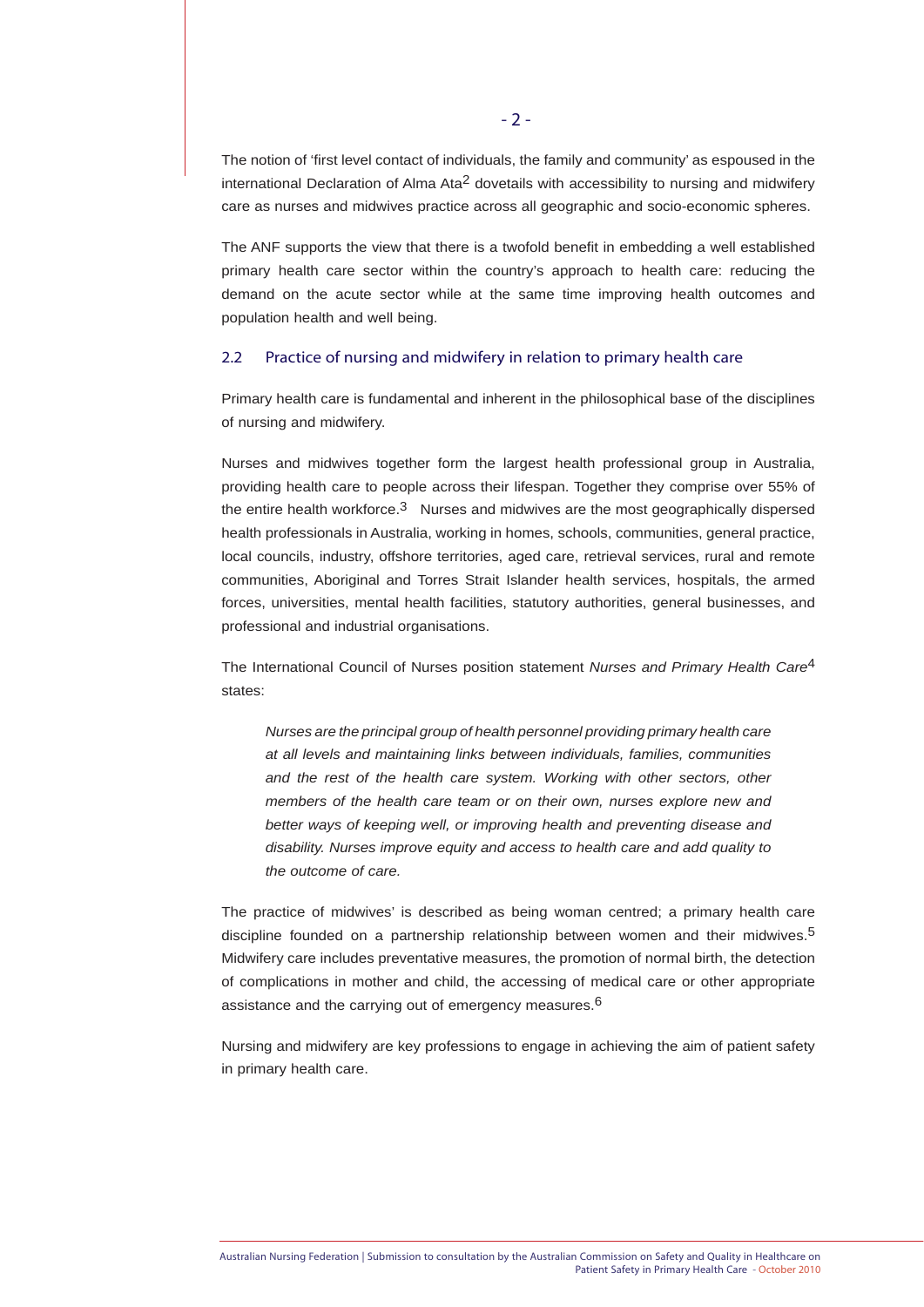The notion of 'first level contact of individuals, the family and community' as espoused in the international Declaration of Alma Ata[2] dovetails with accessibility to nursing and midwifery care as nurses and midwives practice across all geographic and socio-economic spheres.

The ANF supports the view that there is a twofold benefit in embedding a well established primary health care sector within the country's approach to health care: reducing the demand on the acute sector while at the same time improving health outcomes and population health and well being.

## 2.2 Practice of nursing and midwifery in relation to primary health care

Primary health care is fundamental and inherent in the philosophical base of the disciplines of nursing and midwifery.

Nurses and midwives together form the largest health professional group in Australia, providing health care to people across their lifespan. Together they comprise over 55% of the entire health workforce.[3] Nurses and midwives are the most geographically dispersed health professionals in Australia, working in homes, schools, communities, general practice, local councils, industry, offshore territories, aged care, retrieval services, rural and remote communities, Aboriginal and Torres Strait Islander health services, hospitals, the armed forces, universities, mental health facilities, statutory authorities, general businesses, and professional and industrial organisations.

The International Council of Nurses position statement *Nurses and Primary Health Care*[4] states:

> *Nurses are the principal group of health personnel providing primary health care at all levels and maintaining links between individuals, families, communities and the rest of the health care system. Working with other sectors, other members of the health care team or on their own, nurses explore new and better ways of keeping well, or improving health and preventing disease and disability. Nurses improve equity and access to health care and add quality to the outcome of care.*

The practice of midwives' is described as being woman centred; a primary health care discipline founded on a partnership relationship between women and their midwives.[5] Midwifery care includes preventative measures, the promotion of normal birth, the detection of complications in mother and child, the accessing of medical care or other appropriate assistance and the carrying out of emergency measures.[6]

Nursing and midwifery are key professions to engage in achieving the aim of patient safety in primary health care.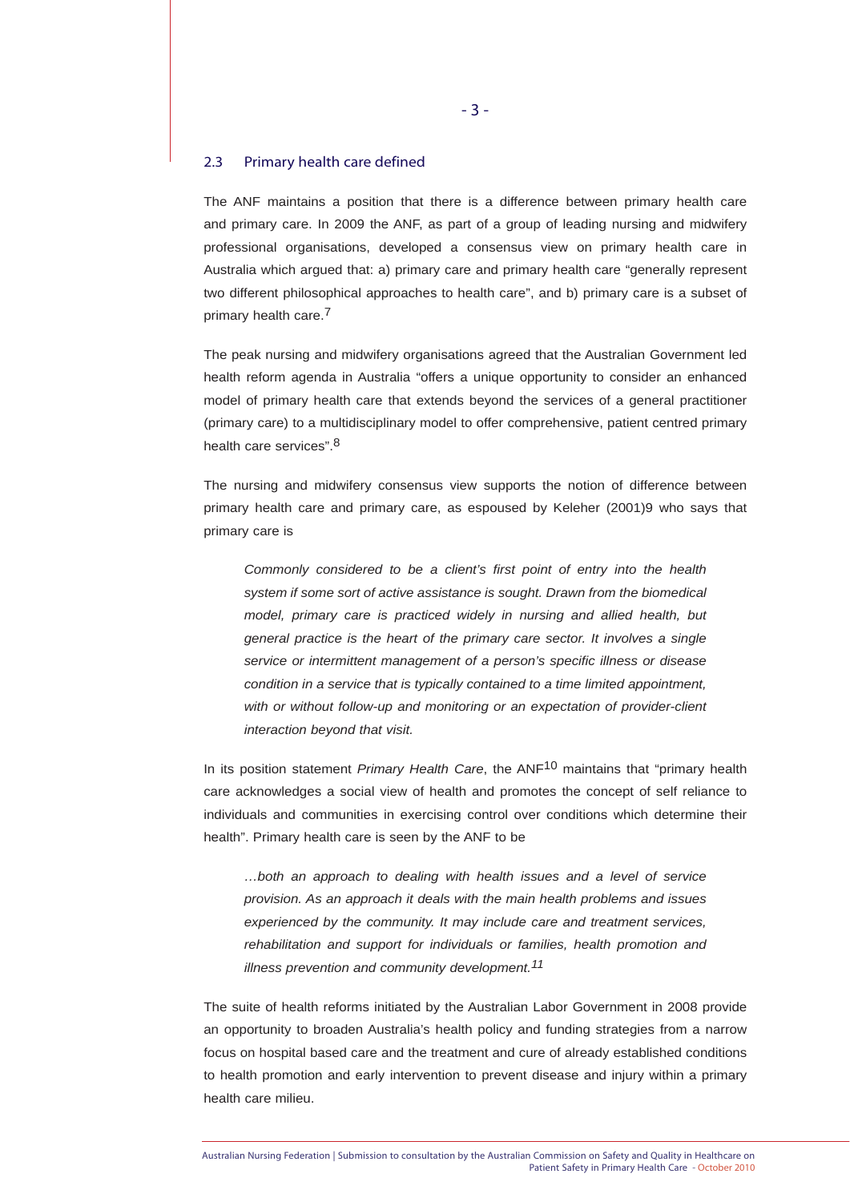## 2.3 Primary health care defined

The ANF maintains a position that there is a difference between primary health care and primary care. In 2009 the ANF, as part of a group of leading nursing and midwifery professional organisations, developed a consensus view on primary health care in Australia which argued that: a) primary care and primary health care "generally represent two different philosophical approaches to health care", and b) primary care is a subset of primary health care.[7]

The peak nursing and midwifery organisations agreed that the Australian Government led health reform agenda in Australia "offers a unique opportunity to consider an enhanced model of primary health care that extends beyond the services of a general practitioner (primary care) to a multidisciplinary model to offer comprehensive, patient centred primary health care services".[8]

The nursing and midwifery consensus view supports the notion of difference between primary health care and primary care, as espoused by Keleher (2001)9 who says that primary care is

> *Commonly considered to be a client's first point of entry into the health system if some sort of active assistance is sought. Drawn from the biomedical model, primary care is practiced widely in nursing and allied health, but general practice is the heart of the primary care sector. It involves a single service or intermittent management of a person's specific illness or disease condition in a service that is typically contained to a time limited appointment, with or without follow-up and monitoring or an expectation of provider-client interaction beyond that visit.*

In its position statement *Primary Health Care*, the ANF[10] maintains that "primary health care acknowledges a social view of health and promotes the concept of self reliance to individuals and communities in exercising control over conditions which determine their health". Primary health care is seen by the ANF to be

> *…both an approach to dealing with health issues and a level of service provision. As an approach it deals with the main health problems and issues experienced by the community. It may include care and treatment services, rehabilitation and support for individuals or families, health promotion and illness prevention and community development.[11]*

The suite of health reforms initiated by the Australian Labor Government in 2008 provide an opportunity to broaden Australia's health policy and funding strategies from a narrow focus on hospital based care and the treatment and cure of already established conditions to health promotion and early intervention to prevent disease and injury within a primary health care milieu.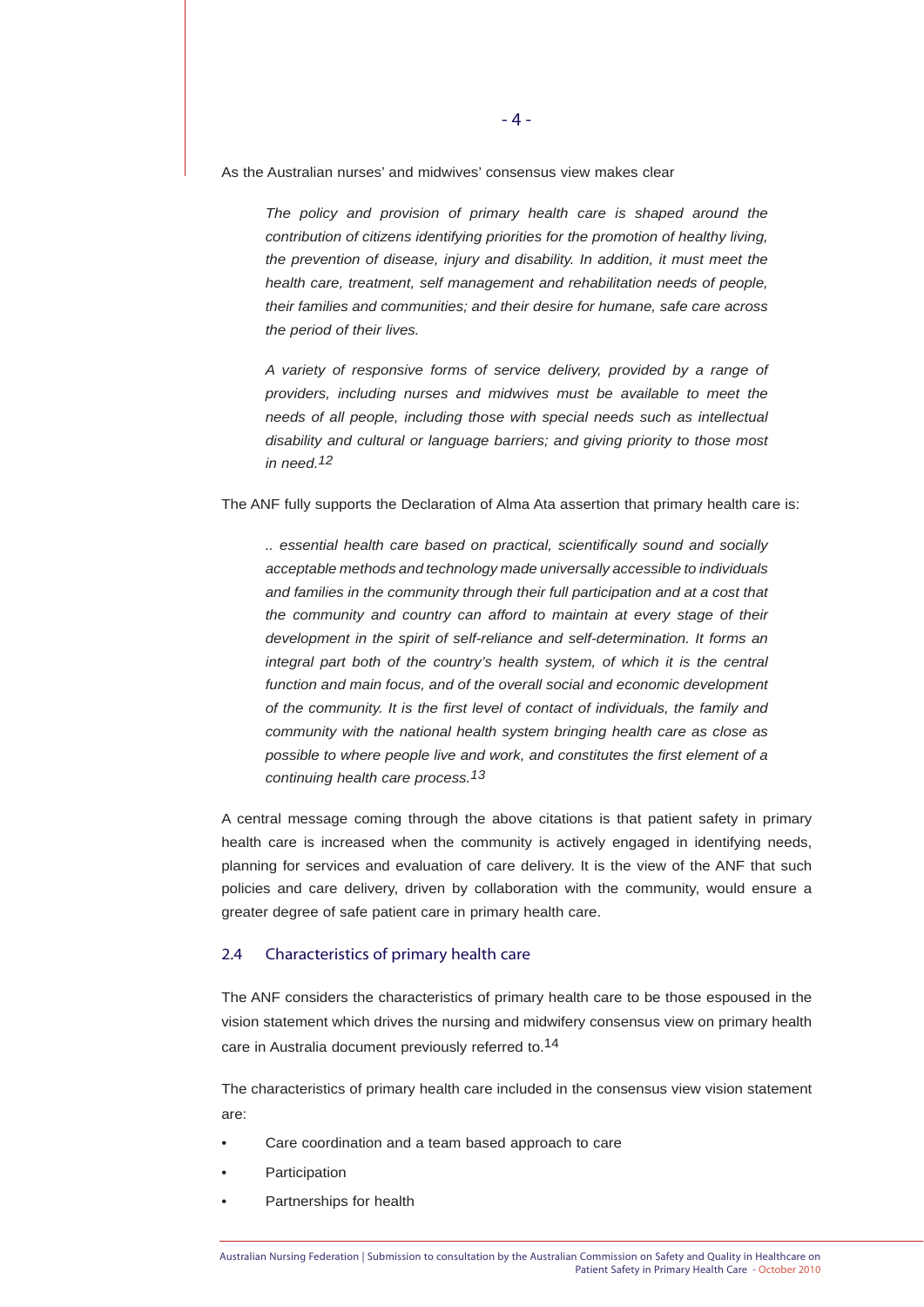As the Australian nurses' and midwives' consensus view makes clear

> *The policy and provision of primary health care is shaped around the contribution of citizens identifying priorities for the promotion of healthy living, the prevention of disease, injury and disability. In addition, it must meet the health care, treatment, self management and rehabilitation needs of people, their families and communities; and their desire for humane, safe care across the period of their lives.*
>
> *A variety of responsive forms of service delivery, provided by a range of providers, including nurses and midwives must be available to meet the needs of all people, including those with special needs such as intellectual disability and cultural or language barriers; and giving priority to those most in need.*[12]

The ANF fully supports the Declaration of Alma Ata assertion that primary health care is:

> *.. essential health care based on practical, scientifically sound and socially acceptable methods and technology made universally accessible to individuals and families in the community through their full participation and at a cost that the community and country can afford to maintain at every stage of their development in the spirit of self-reliance and self-determination. It forms an integral part both of the country's health system, of which it is the central function and main focus, and of the overall social and economic development of the community. It is the first level of contact of individuals, the family and community with the national health system bringing health care as close as possible to where people live and work, and constitutes the first element of a continuing health care process.*[13]

A central message coming through the above citations is that patient safety in primary health care is increased when the community is actively engaged in identifying needs, planning for services and evaluation of care delivery. It is the view of the ANF that such policies and care delivery, driven by collaboration with the community, would ensure a greater degree of safe patient care in primary health care.

## 2.4 Characteristics of primary health care

The ANF considers the characteristics of primary health care to be those espoused in the vision statement which drives the nursing and midwifery consensus view on primary health care in Australia document previously referred to.[14]

The characteristics of primary health care included in the consensus view vision statement are:

- Care coordination and a team based approach to care
- Participation
- Partnerships for health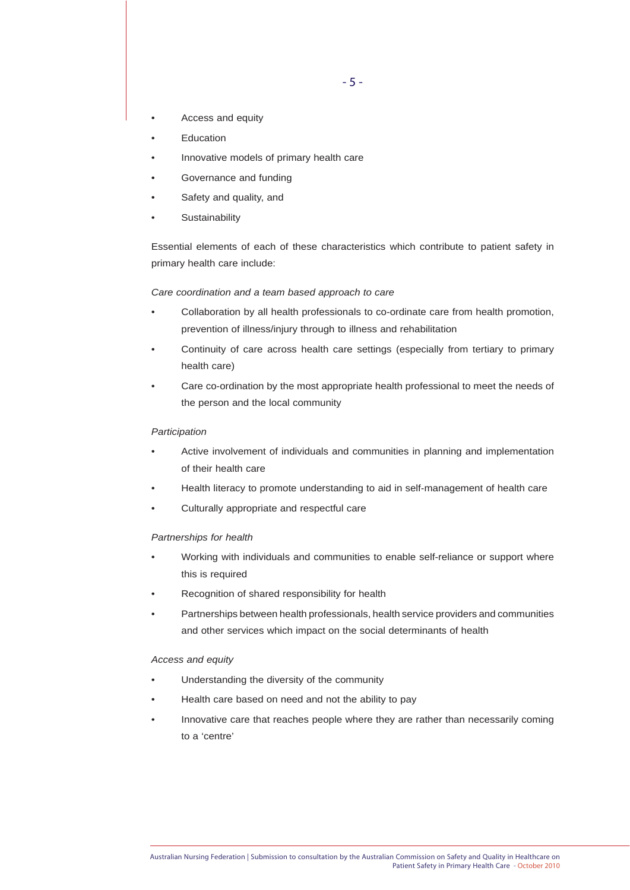- Access and equity
- Education
- Innovative models of primary health care
- Governance and funding
- Safety and quality, and
- Sustainability

Essential elements of each of these characteristics which contribute to patient safety in primary health care include:

*Care coordination and a team based approach to care*

- Collaboration by all health professionals to co-ordinate care from health promotion, prevention of illness/injury through to illness and rehabilitation
- Continuity of care across health care settings (especially from tertiary to primary health care)
- Care co-ordination by the most appropriate health professional to meet the needs of the person and the local community

*Participation*

- Active involvement of individuals and communities in planning and implementation of their health care
- Health literacy to promote understanding to aid in self-management of health care
- Culturally appropriate and respectful care

*Partnerships for health*

- Working with individuals and communities to enable self-reliance or support where this is required
- Recognition of shared responsibility for health
- Partnerships between health professionals, health service providers and communities and other services which impact on the social determinants of health

*Access and equity*

- Understanding the diversity of the community
- Health care based on need and not the ability to pay
- Innovative care that reaches people where they are rather than necessarily coming to a 'centre'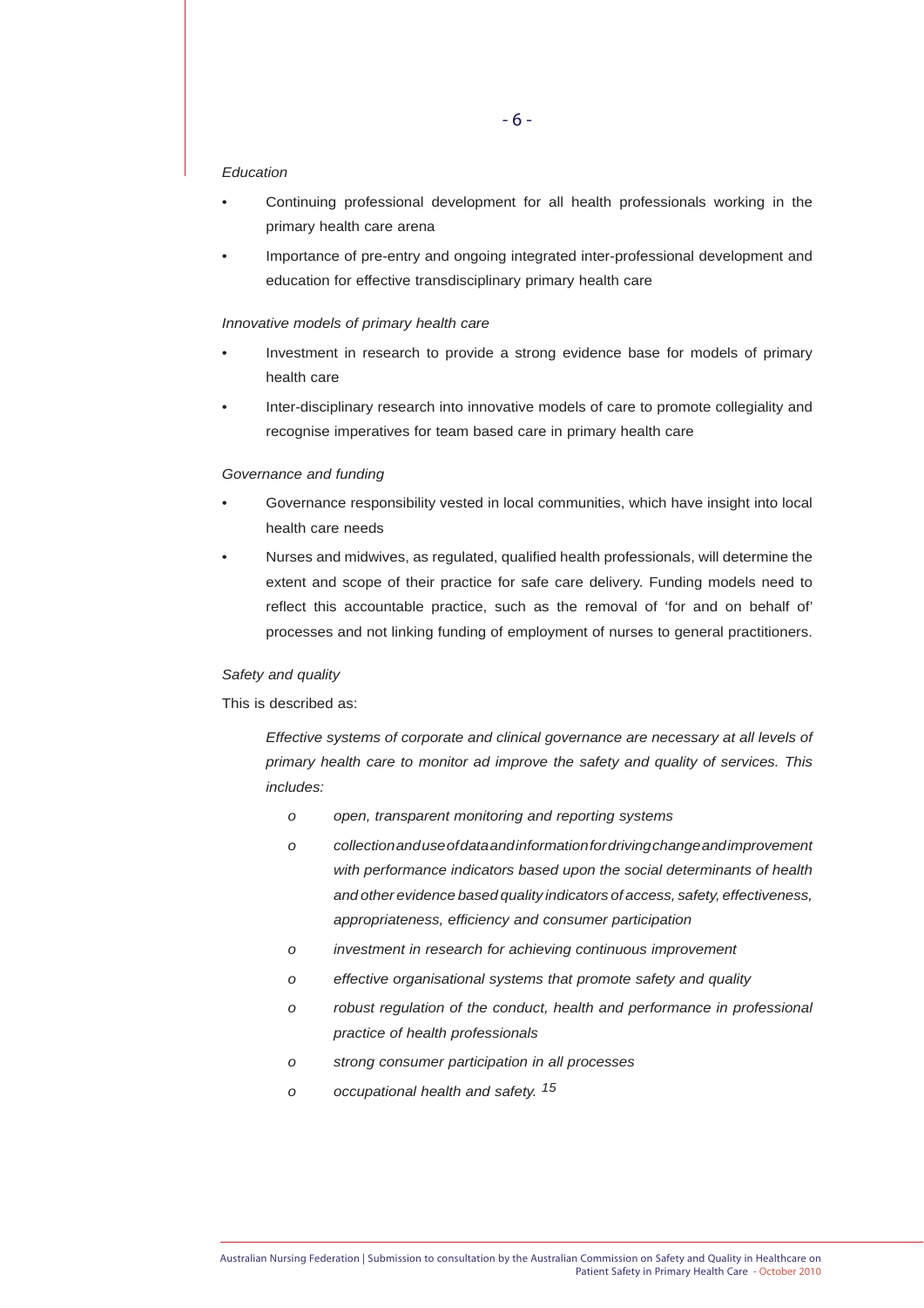*Education*

- Continuing professional development for all health professionals working in the primary health care arena
- Importance of pre-entry and ongoing integrated inter-professional development and education for effective transdisciplinary primary health care

*Innovative models of primary health care*

- Investment in research to provide a strong evidence base for models of primary health care
- Inter-disciplinary research into innovative models of care to promote collegiality and recognise imperatives for team based care in primary health care

*Governance and funding*

- Governance responsibility vested in local communities, which have insight into local health care needs
- Nurses and midwives, as regulated, qualified health professionals, will determine the extent and scope of their practice for safe care delivery. Funding models need to reflect this accountable practice, such as the removal of 'for and on behalf of' processes and not linking funding of employment of nurses to general practitioners.

*Safety and quality*

This is described as:

> *Effective systems of corporate and clinical governance are necessary at all levels of primary health care to monitor ad improve the safety and quality of services. This includes:*
>
> - *open, transparent monitoring and reporting systems*
> - *collection and use of data and information for driving change and improvement with performance indicators based upon the social determinants of health and other evidence based quality indicators of access, safety, effectiveness, appropriateness, efficiency and consumer participation*
> - *investment in research for achieving continuous improvement*
> - *effective organisational systems that promote safety and quality*
> - *robust regulation of the conduct, health and performance in professional practice of health professionals*
> - *strong consumer participation in all processes*
> - *occupational health and safety.* [15]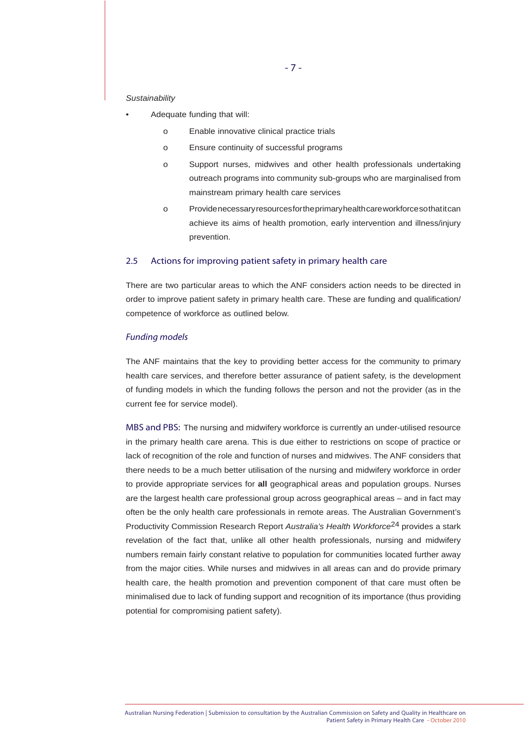*Sustainability*

- Adequate funding that will:
  - Enable innovative clinical practice trials
  - Ensure continuity of successful programs
  - Support nurses, midwives and other health professionals undertaking outreach programs into community sub-groups who are marginalised from mainstream primary health care services
  - Provide necessary resources for the primary health care workforce so that it can achieve its aims of health promotion, early intervention and illness/injury prevention.

## 2.5 Actions for improving patient safety in primary health care

There are two particular areas to which the ANF considers action needs to be directed in order to improve patient safety in primary health care. These are funding and qualification/ competence of workforce as outlined below.

### *Funding models*

The ANF maintains that the key to providing better access for the community to primary health care services, and therefore better assurance of patient safety, is the development of funding models in which the funding follows the person and not the provider (as in the current fee for service model).

MBS and PBS: The nursing and midwifery workforce is currently an under-utilised resource in the primary health care arena. This is due either to restrictions on scope of practice or lack of recognition of the role and function of nurses and midwives. The ANF considers that there needs to be a much better utilisation of the nursing and midwifery workforce in order to provide appropriate services for **all** geographical areas and population groups. Nurses are the largest health care professional group across geographical areas – and in fact may often be the only health care professionals in remote areas. The Australian Government's Productivity Commission Research Report *Australia's Health Workforce*[24] provides a stark revelation of the fact that, unlike all other health professionals, nursing and midwifery numbers remain fairly constant relative to population for communities located further away from the major cities. While nurses and midwives in all areas can and do provide primary health care, the health promotion and prevention component of that care must often be minimalised due to lack of funding support and recognition of its importance (thus providing potential for compromising patient safety).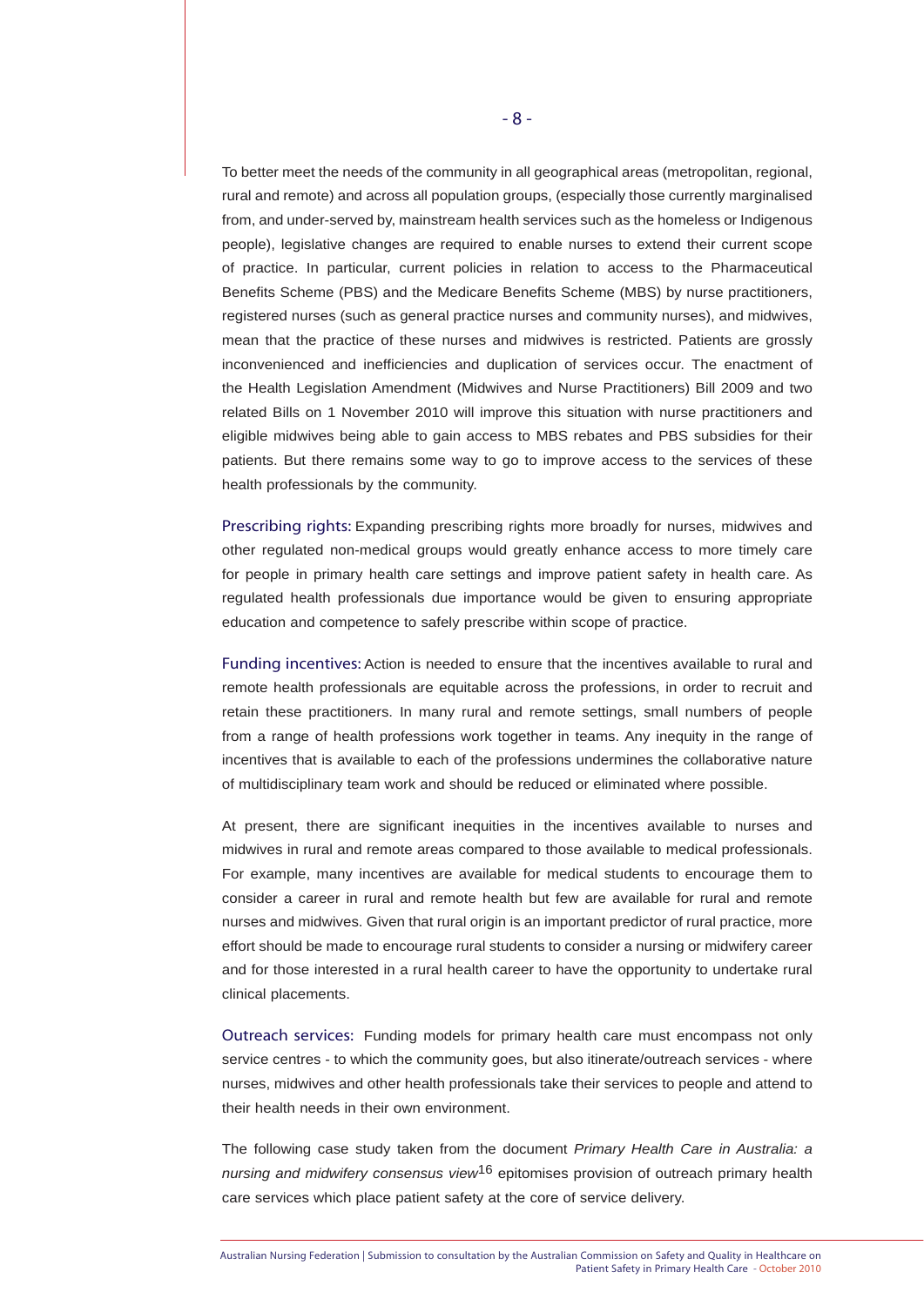To better meet the needs of the community in all geographical areas (metropolitan, regional, rural and remote) and across all population groups, (especially those currently marginalised from, and under-served by, mainstream health services such as the homeless or Indigenous people), legislative changes are required to enable nurses to extend their current scope of practice. In particular, current policies in relation to access to the Pharmaceutical Benefits Scheme (PBS) and the Medicare Benefits Scheme (MBS) by nurse practitioners, registered nurses (such as general practice nurses and community nurses), and midwives, mean that the practice of these nurses and midwives is restricted. Patients are grossly inconvenienced and inefficiencies and duplication of services occur. The enactment of the Health Legislation Amendment (Midwives and Nurse Practitioners) Bill 2009 and two related Bills on 1 November 2010 will improve this situation with nurse practitioners and eligible midwives being able to gain access to MBS rebates and PBS subsidies for their patients. But there remains some way to go to improve access to the services of these health professionals by the community.

Prescribing rights: Expanding prescribing rights more broadly for nurses, midwives and other regulated non-medical groups would greatly enhance access to more timely care for people in primary health care settings and improve patient safety in health care. As regulated health professionals due importance would be given to ensuring appropriate education and competence to safely prescribe within scope of practice.

Funding incentives: Action is needed to ensure that the incentives available to rural and remote health professionals are equitable across the professions, in order to recruit and retain these practitioners. In many rural and remote settings, small numbers of people from a range of health professions work together in teams. Any inequity in the range of incentives that is available to each of the professions undermines the collaborative nature of multidisciplinary team work and should be reduced or eliminated where possible.

At present, there are significant inequities in the incentives available to nurses and midwives in rural and remote areas compared to those available to medical professionals. For example, many incentives are available for medical students to encourage them to consider a career in rural and remote health but few are available for rural and remote nurses and midwives. Given that rural origin is an important predictor of rural practice, more effort should be made to encourage rural students to consider a nursing or midwifery career and for those interested in a rural health career to have the opportunity to undertake rural clinical placements.

Outreach services: Funding models for primary health care must encompass not only service centres - to which the community goes, but also itinerate/outreach services - where nurses, midwives and other health professionals take their services to people and attend to their health needs in their own environment.

The following case study taken from the document *Primary Health Care in Australia: a nursing and midwifery consensus view*[16] epitomises provision of outreach primary health care services which place patient safety at the core of service delivery.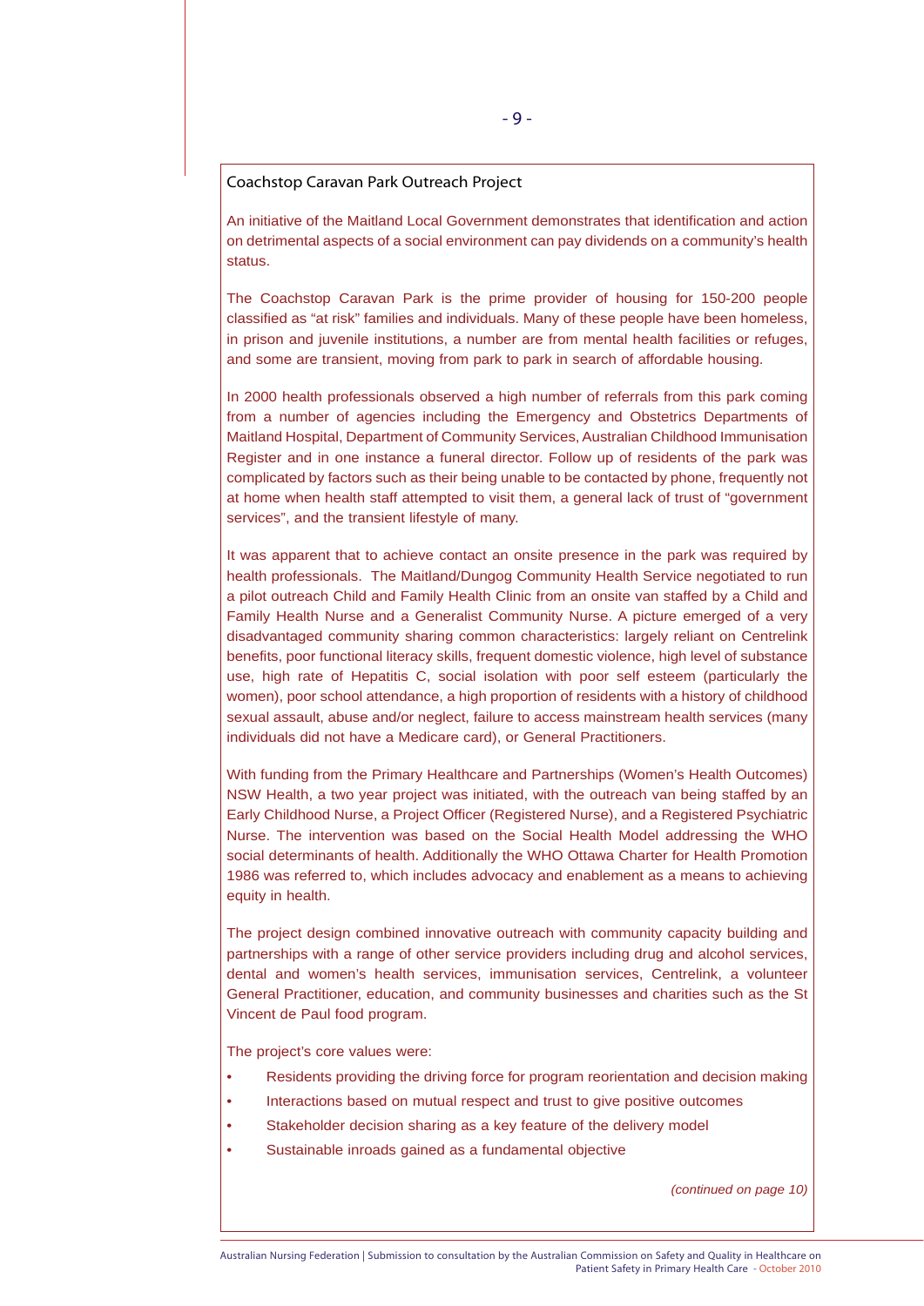### Coachstop Caravan Park Outreach Project

An initiative of the Maitland Local Government demonstrates that identification and action on detrimental aspects of a social environment can pay dividends on a community's health status.

The Coachstop Caravan Park is the prime provider of housing for 150-200 people classified as "at risk" families and individuals. Many of these people have been homeless, in prison and juvenile institutions, a number are from mental health facilities or refuges, and some are transient, moving from park to park in search of affordable housing.

In 2000 health professionals observed a high number of referrals from this park coming from a number of agencies including the Emergency and Obstetrics Departments of Maitland Hospital, Department of Community Services, Australian Childhood Immunisation Register and in one instance a funeral director. Follow up of residents of the park was complicated by factors such as their being unable to be contacted by phone, frequently not at home when health staff attempted to visit them, a general lack of trust of "government services", and the transient lifestyle of many.

It was apparent that to achieve contact an onsite presence in the park was required by health professionals. The Maitland/Dungog Community Health Service negotiated to run a pilot outreach Child and Family Health Clinic from an onsite van staffed by a Child and Family Health Nurse and a Generalist Community Nurse. A picture emerged of a very disadvantaged community sharing common characteristics: largely reliant on Centrelink benefits, poor functional literacy skills, frequent domestic violence, high level of substance use, high rate of Hepatitis C, social isolation with poor self esteem (particularly the women), poor school attendance, a high proportion of residents with a history of childhood sexual assault, abuse and/or neglect, failure to access mainstream health services (many individuals did not have a Medicare card), or General Practitioners.

With funding from the Primary Healthcare and Partnerships (Women's Health Outcomes) NSW Health, a two year project was initiated, with the outreach van being staffed by an Early Childhood Nurse, a Project Officer (Registered Nurse), and a Registered Psychiatric Nurse. The intervention was based on the Social Health Model addressing the WHO social determinants of health. Additionally the WHO Ottawa Charter for Health Promotion 1986 was referred to, which includes advocacy and enablement as a means to achieving equity in health.

The project design combined innovative outreach with community capacity building and partnerships with a range of other service providers including drug and alcohol services, dental and women's health services, immunisation services, Centrelink, a volunteer General Practitioner, education, and community businesses and charities such as the St Vincent de Paul food program.

The project's core values were:

- Residents providing the driving force for program reorientation and decision making
- Interactions based on mutual respect and trust to give positive outcomes
- Stakeholder decision sharing as a key feature of the delivery model
- Sustainable inroads gained as a fundamental objective

*(continued on page 10)*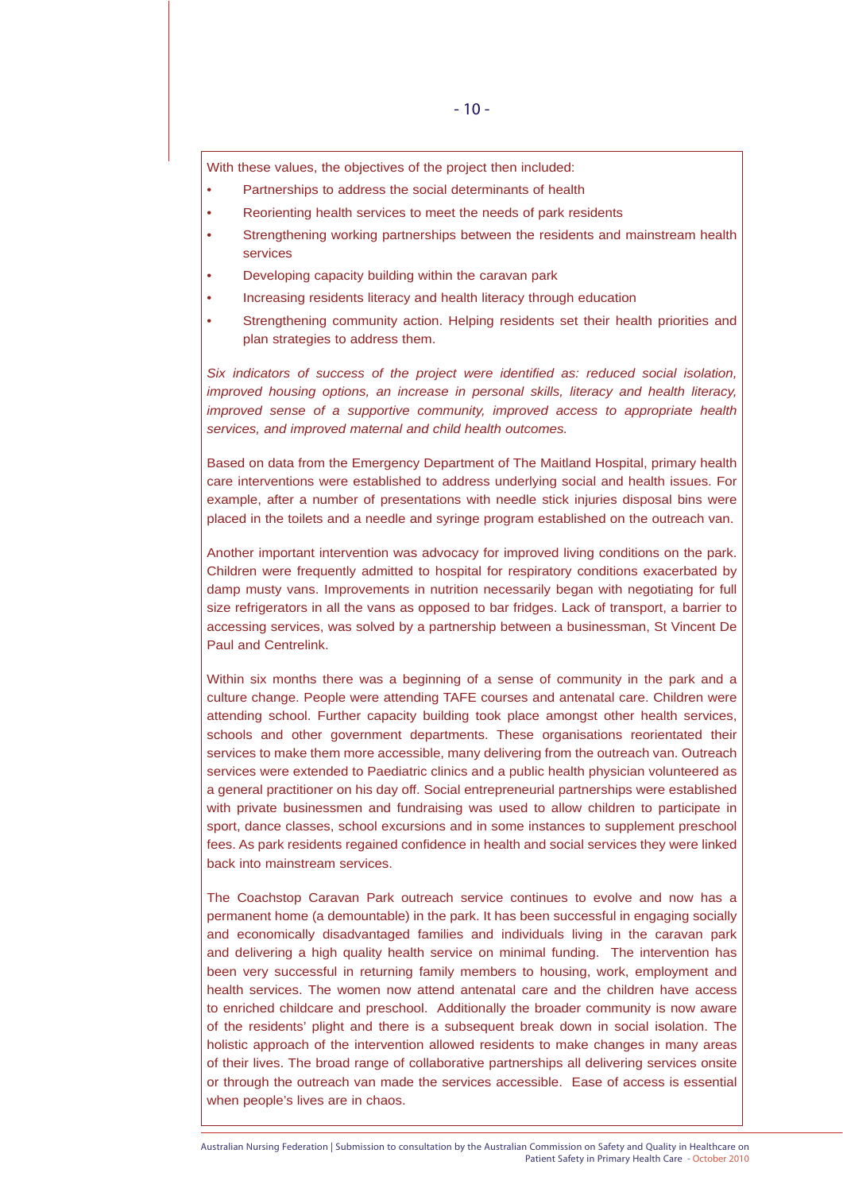With these values, the objectives of the project then included:

- Partnerships to address the social determinants of health
- Reorienting health services to meet the needs of park residents
- Strengthening working partnerships between the residents and mainstream health services
- Developing capacity building within the caravan park
- Increasing residents literacy and health literacy through education
- Strengthening community action. Helping residents set their health priorities and plan strategies to address them.

*Six indicators of success of the project were identified as: reduced social isolation, improved housing options, an increase in personal skills, literacy and health literacy, improved sense of a supportive community, improved access to appropriate health services, and improved maternal and child health outcomes.*

Based on data from the Emergency Department of The Maitland Hospital, primary health care interventions were established to address underlying social and health issues. For example, after a number of presentations with needle stick injuries disposal bins were placed in the toilets and a needle and syringe program established on the outreach van.

Another important intervention was advocacy for improved living conditions on the park. Children were frequently admitted to hospital for respiratory conditions exacerbated by damp musty vans. Improvements in nutrition necessarily began with negotiating for full size refrigerators in all the vans as opposed to bar fridges. Lack of transport, a barrier to accessing services, was solved by a partnership between a businessman, St Vincent De Paul and Centrelink.

Within six months there was a beginning of a sense of community in the park and a culture change. People were attending TAFE courses and antenatal care. Children were attending school. Further capacity building took place amongst other health services, schools and other government departments. These organisations reorientated their services to make them more accessible, many delivering from the outreach van. Outreach services were extended to Paediatric clinics and a public health physician volunteered as a general practitioner on his day off. Social entrepreneurial partnerships were established with private businessmen and fundraising was used to allow children to participate in sport, dance classes, school excursions and in some instances to supplement preschool fees. As park residents regained confidence in health and social services they were linked back into mainstream services.

The Coachstop Caravan Park outreach service continues to evolve and now has a permanent home (a demountable) in the park. It has been successful in engaging socially and economically disadvantaged families and individuals living in the caravan park and delivering a high quality health service on minimal funding. The intervention has been very successful in returning family members to housing, work, employment and health services. The women now attend antenatal care and the children have access to enriched childcare and preschool. Additionally the broader community is now aware of the residents' plight and there is a subsequent break down in social isolation. The holistic approach of the intervention allowed residents to make changes in many areas of their lives. The broad range of collaborative partnerships all delivering services onsite or through the outreach van made the services accessible. Ease of access is essential when people's lives are in chaos.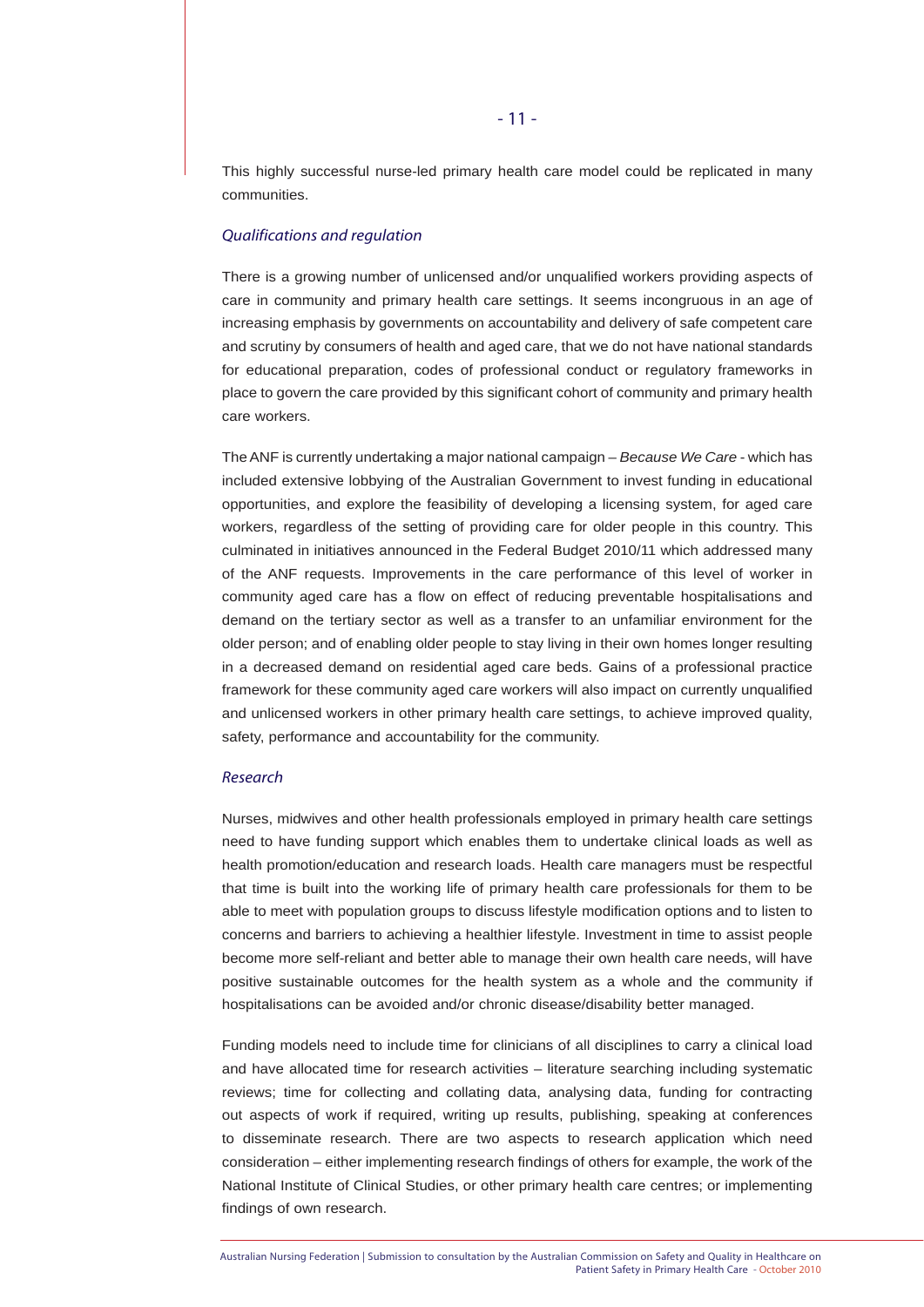This highly successful nurse-led primary health care model could be replicated in many communities.

*Qualifications and regulation*

There is a growing number of unlicensed and/or unqualified workers providing aspects of care in community and primary health care settings. It seems incongruous in an age of increasing emphasis by governments on accountability and delivery of safe competent care and scrutiny by consumers of health and aged care, that we do not have national standards for educational preparation, codes of professional conduct or regulatory frameworks in place to govern the care provided by this significant cohort of community and primary health care workers.

The ANF is currently undertaking a major national campaign – *Because We Care* - which has included extensive lobbying of the Australian Government to invest funding in educational opportunities, and explore the feasibility of developing a licensing system, for aged care workers, regardless of the setting of providing care for older people in this country. This culminated in initiatives announced in the Federal Budget 2010/11 which addressed many of the ANF requests. Improvements in the care performance of this level of worker in community aged care has a flow on effect of reducing preventable hospitalisations and demand on the tertiary sector as well as a transfer to an unfamiliar environment for the older person; and of enabling older people to stay living in their own homes longer resulting in a decreased demand on residential aged care beds. Gains of a professional practice framework for these community aged care workers will also impact on currently unqualified and unlicensed workers in other primary health care settings, to achieve improved quality, safety, performance and accountability for the community.

*Research*

Nurses, midwives and other health professionals employed in primary health care settings need to have funding support which enables them to undertake clinical loads as well as health promotion/education and research loads. Health care managers must be respectful that time is built into the working life of primary health care professionals for them to be able to meet with population groups to discuss lifestyle modification options and to listen to concerns and barriers to achieving a healthier lifestyle. Investment in time to assist people become more self-reliant and better able to manage their own health care needs, will have positive sustainable outcomes for the health system as a whole and the community if hospitalisations can be avoided and/or chronic disease/disability better managed.

Funding models need to include time for clinicians of all disciplines to carry a clinical load and have allocated time for research activities – literature searching including systematic reviews; time for collecting and collating data, analysing data, funding for contracting out aspects of work if required, writing up results, publishing, speaking at conferences to disseminate research. There are two aspects to research application which need consideration – either implementing research findings of others for example, the work of the National Institute of Clinical Studies, or other primary health care centres; or implementing findings of own research.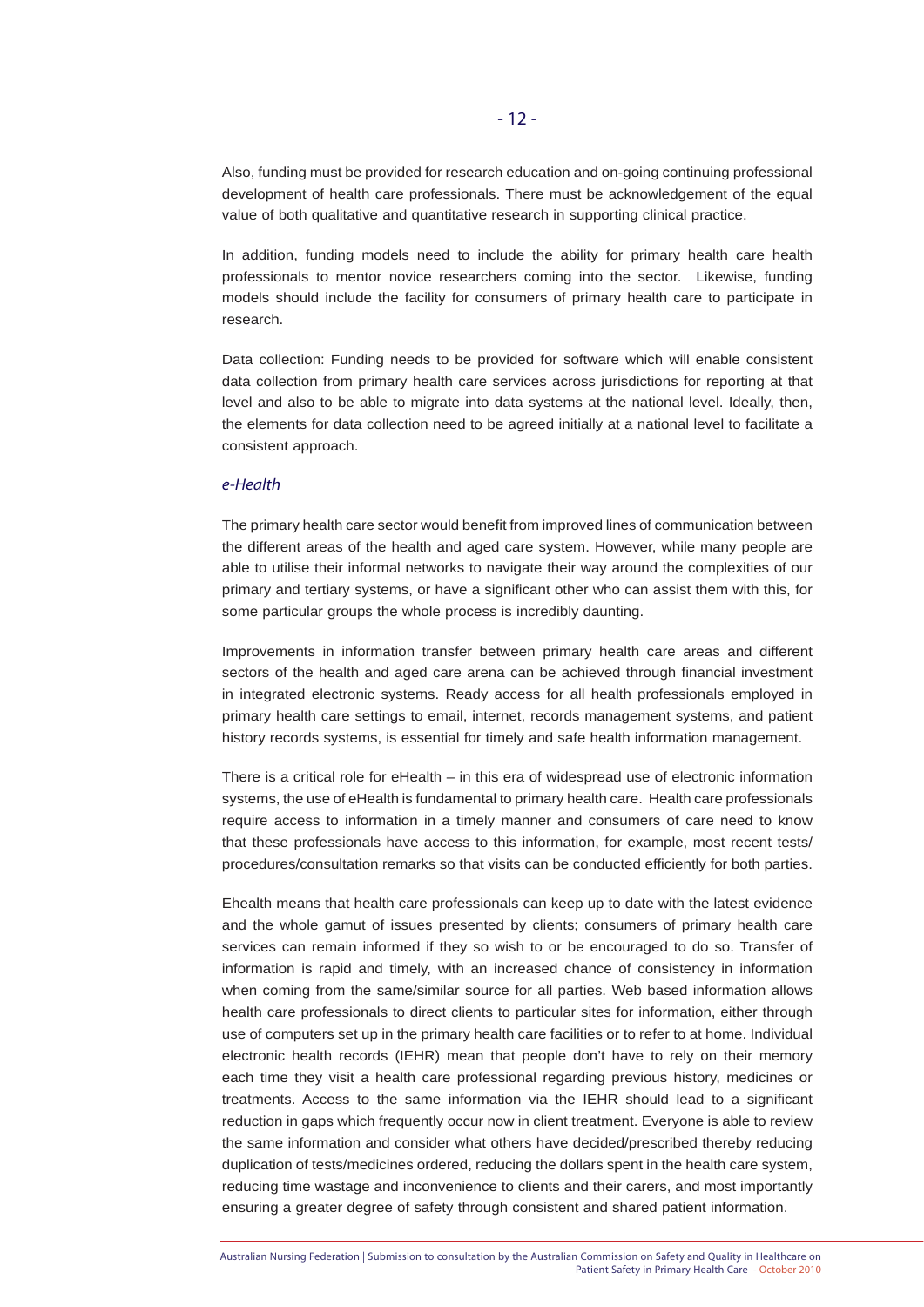Also, funding must be provided for research education and on-going continuing professional development of health care professionals. There must be acknowledgement of the equal value of both qualitative and quantitative research in supporting clinical practice.

In addition, funding models need to include the ability for primary health care health professionals to mentor novice researchers coming into the sector. Likewise, funding models should include the facility for consumers of primary health care to participate in research.

Data collection: Funding needs to be provided for software which will enable consistent data collection from primary health care services across jurisdictions for reporting at that level and also to be able to migrate into data systems at the national level. Ideally, then, the elements for data collection need to be agreed initially at a national level to facilitate a consistent approach.

### *e-Health*

The primary health care sector would benefit from improved lines of communication between the different areas of the health and aged care system. However, while many people are able to utilise their informal networks to navigate their way around the complexities of our primary and tertiary systems, or have a significant other who can assist them with this, for some particular groups the whole process is incredibly daunting.

Improvements in information transfer between primary health care areas and different sectors of the health and aged care arena can be achieved through financial investment in integrated electronic systems. Ready access for all health professionals employed in primary health care settings to email, internet, records management systems, and patient history records systems, is essential for timely and safe health information management.

There is a critical role for eHealth – in this era of widespread use of electronic information systems, the use of eHealth is fundamental to primary health care. Health care professionals require access to information in a timely manner and consumers of care need to know that these professionals have access to this information, for example, most recent tests/procedures/consultation remarks so that visits can be conducted efficiently for both parties.

Ehealth means that health care professionals can keep up to date with the latest evidence and the whole gamut of issues presented by clients; consumers of primary health care services can remain informed if they so wish to or be encouraged to do so. Transfer of information is rapid and timely, with an increased chance of consistency in information when coming from the same/similar source for all parties. Web based information allows health care professionals to direct clients to particular sites for information, either through use of computers set up in the primary health care facilities or to refer to at home. Individual electronic health records (IEHR) mean that people don't have to rely on their memory each time they visit a health care professional regarding previous history, medicines or treatments. Access to the same information via the IEHR should lead to a significant reduction in gaps which frequently occur now in client treatment. Everyone is able to review the same information and consider what others have decided/prescribed thereby reducing duplication of tests/medicines ordered, reducing the dollars spent in the health care system, reducing time wastage and inconvenience to clients and their carers, and most importantly ensuring a greater degree of safety through consistent and shared patient information.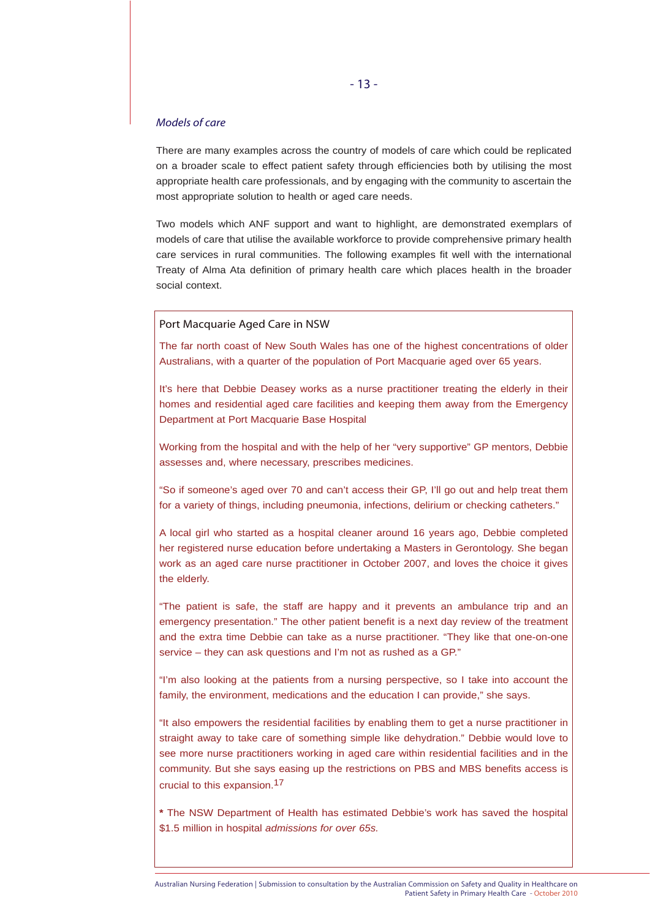### *Models of care*

There are many examples across the country of models of care which could be replicated on a broader scale to effect patient safety through efficiencies both by utilising the most appropriate health care professionals, and by engaging with the community to ascertain the most appropriate solution to health or aged care needs.

Two models which ANF support and want to highlight, are demonstrated exemplars of models of care that utilise the available workforce to provide comprehensive primary health care services in rural communities. The following examples fit well with the international Treaty of Alma Ata definition of primary health care which places health in the broader social context.

#### Port Macquarie Aged Care in NSW

The far north coast of New South Wales has one of the highest concentrations of older Australians, with a quarter of the population of Port Macquarie aged over 65 years.

It's here that Debbie Deasey works as a nurse practitioner treating the elderly in their homes and residential aged care facilities and keeping them away from the Emergency Department at Port Macquarie Base Hospital

Working from the hospital and with the help of her "very supportive" GP mentors, Debbie assesses and, where necessary, prescribes medicines.

"So if someone's aged over 70 and can't access their GP, I'll go out and help treat them for a variety of things, including pneumonia, infections, delirium or checking catheters."

A local girl who started as a hospital cleaner around 16 years ago, Debbie completed her registered nurse education before undertaking a Masters in Gerontology. She began work as an aged care nurse practitioner in October 2007, and loves the choice it gives the elderly.

"The patient is safe, the staff are happy and it prevents an ambulance trip and an emergency presentation." The other patient benefit is a next day review of the treatment and the extra time Debbie can take as a nurse practitioner. "They like that one-on-one service – they can ask questions and I'm not as rushed as a GP."

"I'm also looking at the patients from a nursing perspective, so I take into account the family, the environment, medications and the education I can provide," she says.

"It also empowers the residential facilities by enabling them to get a nurse practitioner in straight away to take care of something simple like dehydration." Debbie would love to see more nurse practitioners working in aged care within residential facilities and in the community. But she says easing up the restrictions on PBS and MBS benefits access is crucial to this expansion.[17]

**\*** The NSW Department of Health has estimated Debbie's work has saved the hospital $1.5 million in hospital *admissions for over 65s.*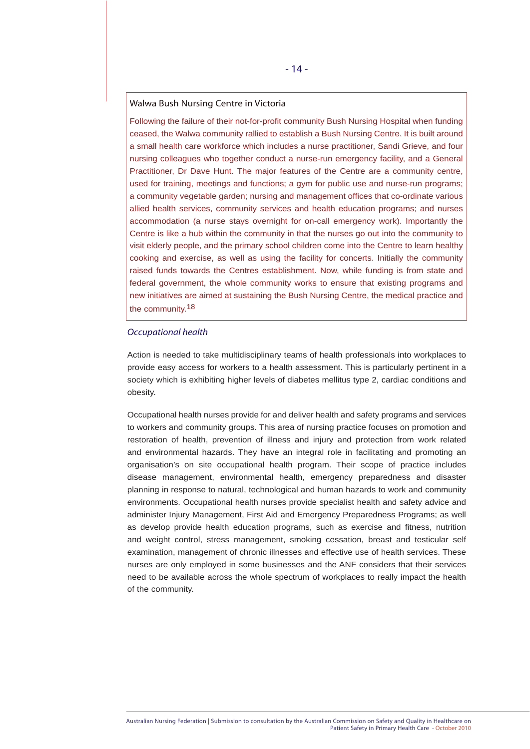### Walwa Bush Nursing Centre in Victoria

Following the failure of their not-for-profit community Bush Nursing Hospital when funding ceased, the Walwa community rallied to establish a Bush Nursing Centre. It is built around a small health care workforce which includes a nurse practitioner, Sandi Grieve, and four nursing colleagues who together conduct a nurse-run emergency facility, and a General Practitioner, Dr Dave Hunt. The major features of the Centre are a community centre, used for training, meetings and functions; a gym for public use and nurse-run programs; a community vegetable garden; nursing and management offices that co-ordinate various allied health services, community services and health education programs; and nurses accommodation (a nurse stays overnight for on-call emergency work). Importantly the Centre is like a hub within the community in that the nurses go out into the community to visit elderly people, and the primary school children come into the Centre to learn healthy cooking and exercise, as well as using the facility for concerts. Initially the community raised funds towards the Centres establishment. Now, while funding is from state and federal government, the whole community works to ensure that existing programs and new initiatives are aimed at sustaining the Bush Nursing Centre, the medical practice and the community.[18]

### *Occupational health*

Action is needed to take multidisciplinary teams of health professionals into workplaces to provide easy access for workers to a health assessment. This is particularly pertinent in a society which is exhibiting higher levels of diabetes mellitus type 2, cardiac conditions and obesity.

Occupational health nurses provide for and deliver health and safety programs and services to workers and community groups. This area of nursing practice focuses on promotion and restoration of health, prevention of illness and injury and protection from work related and environmental hazards. They have an integral role in facilitating and promoting an organisation's on site occupational health program. Their scope of practice includes disease management, environmental health, emergency preparedness and disaster planning in response to natural, technological and human hazards to work and community environments. Occupational health nurses provide specialist health and safety advice and administer Injury Management, First Aid and Emergency Preparedness Programs; as well as develop provide health education programs, such as exercise and fitness, nutrition and weight control, stress management, smoking cessation, breast and testicular self examination, management of chronic illnesses and effective use of health services. These nurses are only employed in some businesses and the ANF considers that their services need to be available across the whole spectrum of workplaces to really impact the health of the community.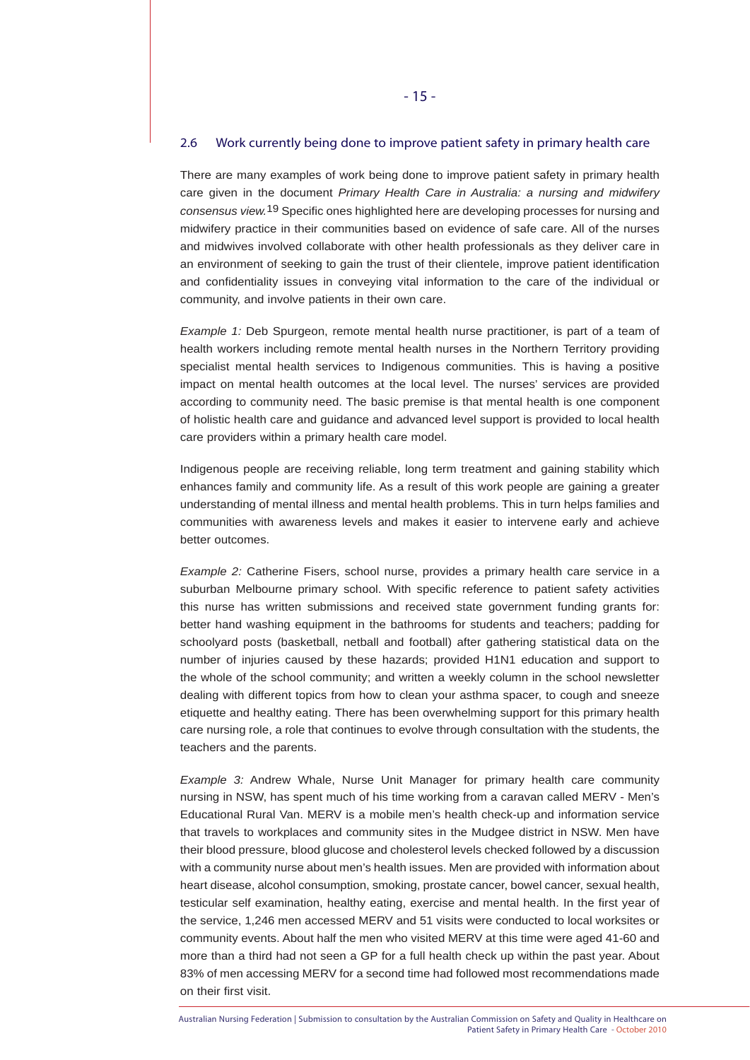## 2.6 Work currently being done to improve patient safety in primary health care

There are many examples of work being done to improve patient safety in primary health care given in the document *Primary Health Care in Australia: a nursing and midwifery consensus view.*[19] Specific ones highlighted here are developing processes for nursing and midwifery practice in their communities based on evidence of safe care. All of the nurses and midwives involved collaborate with other health professionals as they deliver care in an environment of seeking to gain the trust of their clientele, improve patient identification and confidentiality issues in conveying vital information to the care of the individual or community, and involve patients in their own care.

*Example 1:* Deb Spurgeon, remote mental health nurse practitioner, is part of a team of health workers including remote mental health nurses in the Northern Territory providing specialist mental health services to Indigenous communities. This is having a positive impact on mental health outcomes at the local level. The nurses' services are provided according to community need. The basic premise is that mental health is one component of holistic health care and guidance and advanced level support is provided to local health care providers within a primary health care model.

Indigenous people are receiving reliable, long term treatment and gaining stability which enhances family and community life. As a result of this work people are gaining a greater understanding of mental illness and mental health problems. This in turn helps families and communities with awareness levels and makes it easier to intervene early and achieve better outcomes.

*Example 2:* Catherine Fisers, school nurse, provides a primary health care service in a suburban Melbourne primary school. With specific reference to patient safety activities this nurse has written submissions and received state government funding grants for: better hand washing equipment in the bathrooms for students and teachers; padding for schoolyard posts (basketball, netball and football) after gathering statistical data on the number of injuries caused by these hazards; provided H1N1 education and support to the whole of the school community; and written a weekly column in the school newsletter dealing with different topics from how to clean your asthma spacer, to cough and sneeze etiquette and healthy eating. There has been overwhelming support for this primary health care nursing role, a role that continues to evolve through consultation with the students, the teachers and the parents.

*Example 3:* Andrew Whale, Nurse Unit Manager for primary health care community nursing in NSW, has spent much of his time working from a caravan called MERV - Men's Educational Rural Van. MERV is a mobile men's health check-up and information service that travels to workplaces and community sites in the Mudgee district in NSW. Men have their blood pressure, blood glucose and cholesterol levels checked followed by a discussion with a community nurse about men's health issues. Men are provided with information about heart disease, alcohol consumption, smoking, prostate cancer, bowel cancer, sexual health, testicular self examination, healthy eating, exercise and mental health. In the first year of the service, 1,246 men accessed MERV and 51 visits were conducted to local worksites or community events. About half the men who visited MERV at this time were aged 41-60 and more than a third had not seen a GP for a full health check up within the past year. About 83% of men accessing MERV for a second time had followed most recommendations made on their first visit.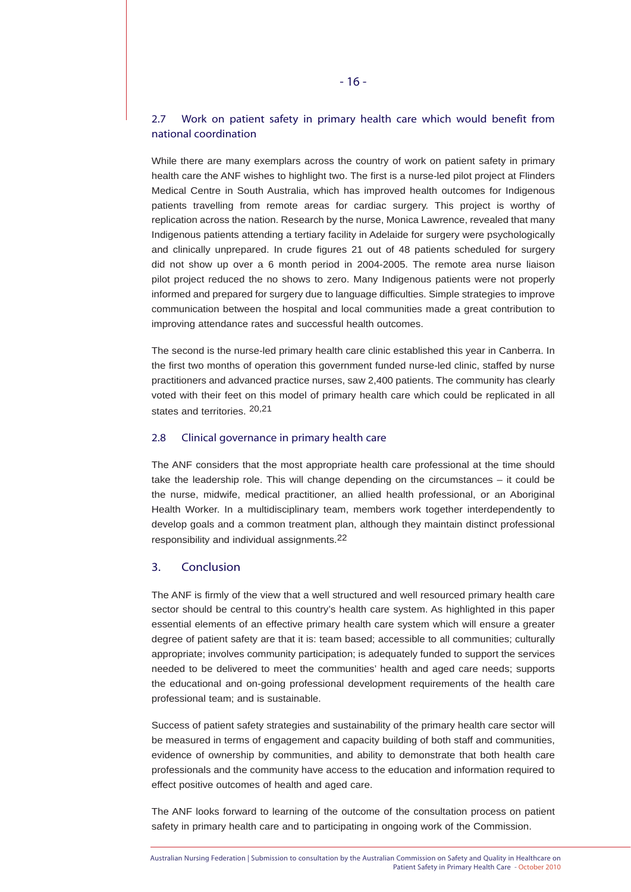## 2.7 Work on patient safety in primary health care which would benefit from national coordination

While there are many exemplars across the country of work on patient safety in primary health care the ANF wishes to highlight two. The first is a nurse-led pilot project at Flinders Medical Centre in South Australia, which has improved health outcomes for Indigenous patients travelling from remote areas for cardiac surgery. This project is worthy of replication across the nation. Research by the nurse, Monica Lawrence, revealed that many Indigenous patients attending a tertiary facility in Adelaide for surgery were psychologically and clinically unprepared. In crude figures 21 out of 48 patients scheduled for surgery did not show up over a 6 month period in 2004-2005. The remote area nurse liaison pilot project reduced the no shows to zero. Many Indigenous patients were not properly informed and prepared for surgery due to language difficulties. Simple strategies to improve communication between the hospital and local communities made a great contribution to improving attendance rates and successful health outcomes.

The second is the nurse-led primary health care clinic established this year in Canberra. In the first two months of operation this government funded nurse-led clinic, staffed by nurse practitioners and advanced practice nurses, saw 2,400 patients. The community has clearly voted with their feet on this model of primary health care which could be replicated in all states and territories. [20,21]

## 2.8 Clinical governance in primary health care

The ANF considers that the most appropriate health care professional at the time should take the leadership role. This will change depending on the circumstances – it could be the nurse, midwife, medical practitioner, an allied health professional, or an Aboriginal Health Worker. In a multidisciplinary team, members work together interdependently to develop goals and a common treatment plan, although they maintain distinct professional responsibility and individual assignments.[22]

# 3. Conclusion

The ANF is firmly of the view that a well structured and well resourced primary health care sector should be central to this country's health care system. As highlighted in this paper essential elements of an effective primary health care system which will ensure a greater degree of patient safety are that it is: team based; accessible to all communities; culturally appropriate; involves community participation; is adequately funded to support the services needed to be delivered to meet the communities' health and aged care needs; supports the educational and on-going professional development requirements of the health care professional team; and is sustainable.

Success of patient safety strategies and sustainability of the primary health care sector will be measured in terms of engagement and capacity building of both staff and communities, evidence of ownership by communities, and ability to demonstrate that both health care professionals and the community have access to the education and information required to effect positive outcomes of health and aged care.

The ANF looks forward to learning of the outcome of the consultation process on patient safety in primary health care and to participating in ongoing work of the Commission.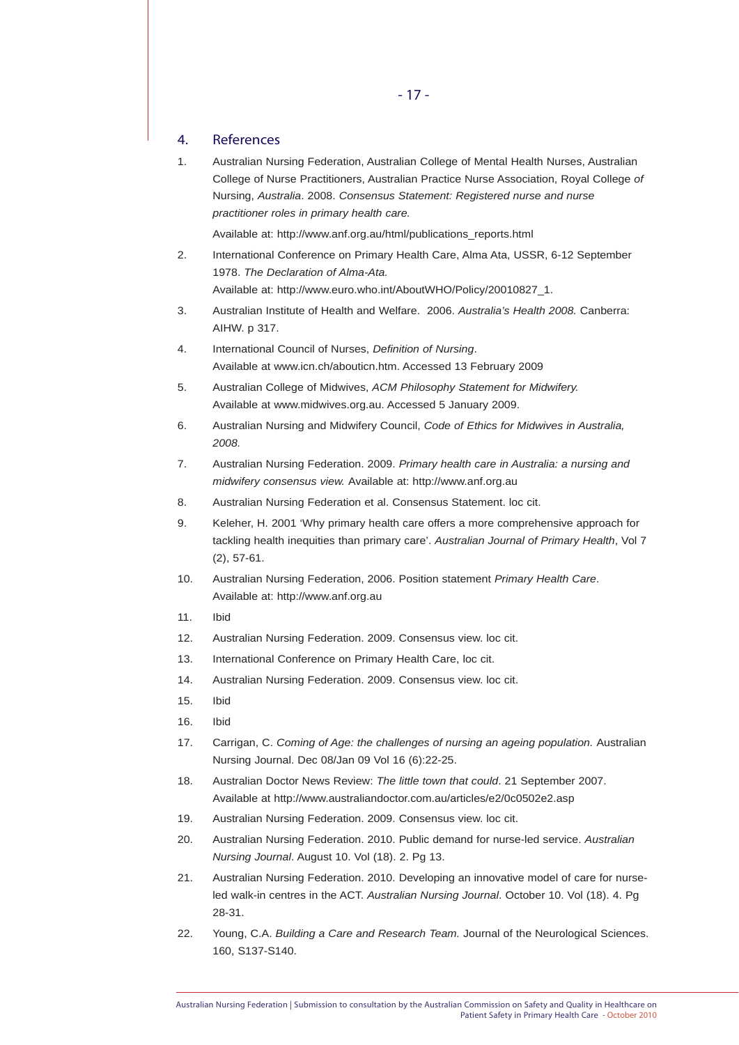## 4. References

1. Australian Nursing Federation, Australian College of Mental Health Nurses, Australian College of Nurse Practitioners, Australian Practice Nurse Association, Royal College *of* Nursing, *Australia*. 2008. *Consensus Statement: Registered nurse and nurse practitioner roles in primary health care.*

   Available at: http://www.anf.org.au/html/publications_reports.html
2. International Conference on Primary Health Care, Alma Ata, USSR, 6-12 September 1978. *The Declaration of Alma-Ata.* Available at: http://www.euro.who.int/AboutWHO/Policy/20010827_1.
3. Australian Institute of Health and Welfare. 2006. *Australia's Health 2008.* Canberra: AIHW. p 317.
4. International Council of Nurses, *Definition of Nursing*. Available at www.icn.ch/abouticn.htm. Accessed 13 February 2009
5. Australian College of Midwives, *ACM Philosophy Statement for Midwifery.* Available at www.midwives.org.au. Accessed 5 January 2009.
6. Australian Nursing and Midwifery Council, *Code of Ethics for Midwives in Australia, 2008.*
7. Australian Nursing Federation. 2009. *Primary health care in Australia: a nursing and midwifery consensus view.* Available at: http://www.anf.org.au
8. Australian Nursing Federation et al. Consensus Statement. loc cit.
9. Keleher, H. 2001 'Why primary health care offers a more comprehensive approach for tackling health inequities than primary care'. *Australian Journal of Primary Health*, Vol 7 (2), 57-61.
10. Australian Nursing Federation, 2006. Position statement *Primary Health Care*. Available at: http://www.anf.org.au
11. Ibid
12. Australian Nursing Federation. 2009. Consensus view. loc cit.
13. International Conference on Primary Health Care, loc cit.
14. Australian Nursing Federation. 2009. Consensus view. loc cit.
15. Ibid
16. Ibid
17. Carrigan, C. *Coming of Age: the challenges of nursing an ageing population.* Australian Nursing Journal. Dec 08/Jan 09 Vol 16 (6):22-25.
18. Australian Doctor News Review: *The little town that could*. 21 September 2007. Available at http://www.australiandoctor.com.au/articles/e2/0c0502e2.asp
19. Australian Nursing Federation. 2009. Consensus view. loc cit.
20. Australian Nursing Federation. 2010. Public demand for nurse-led service. *Australian Nursing Journal*. August 10. Vol (18). 2. Pg 13.
21. Australian Nursing Federation. 2010. Developing an innovative model of care for nurse-led walk-in centres in the ACT. *Australian Nursing Journal*. October 10. Vol (18). 4. Pg 28-31.
22. Young, C.A. *Building a Care and Research Team.* Journal of the Neurological Sciences. 160, S137-S140.